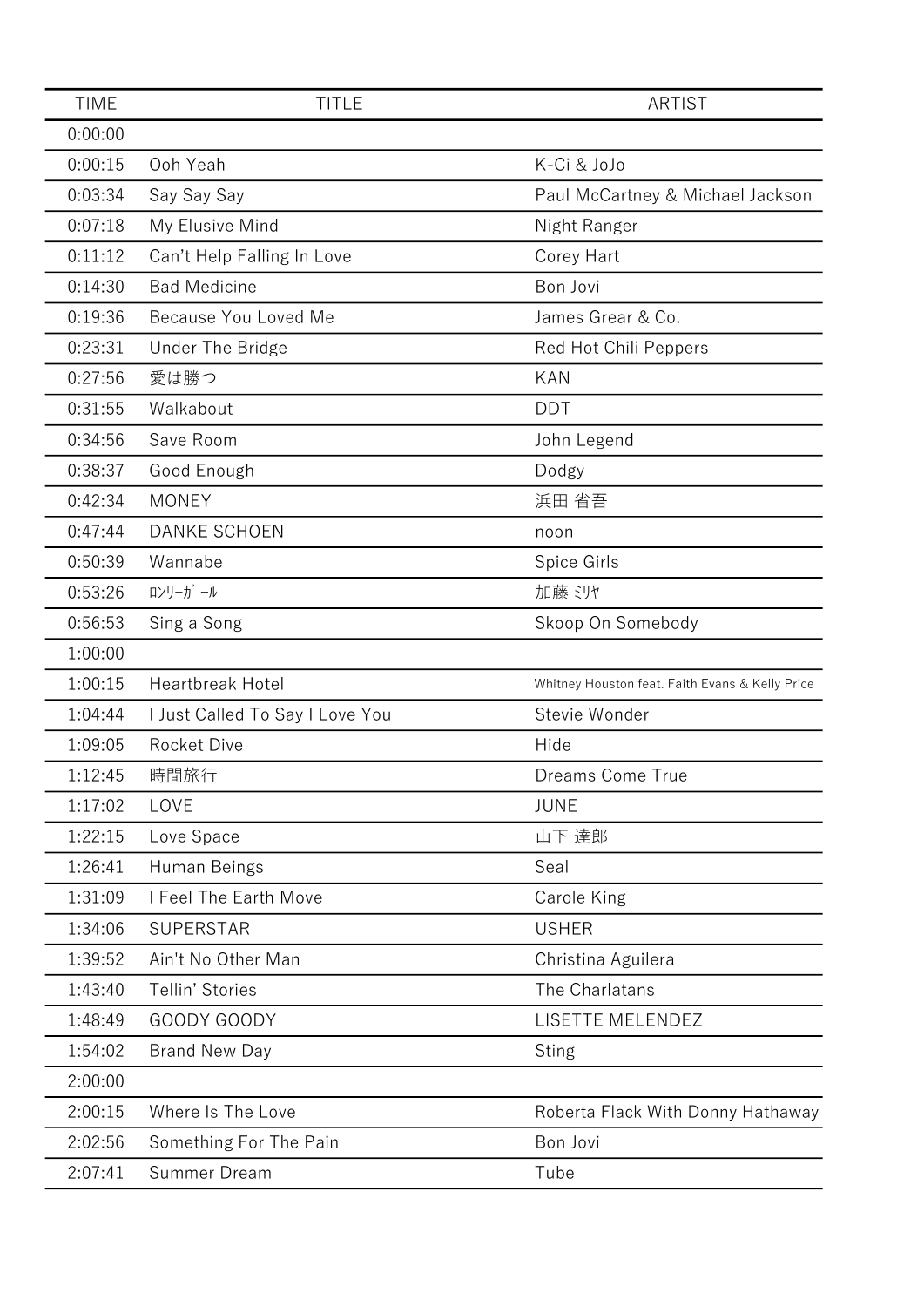| TIME | TITLE | ARTIST |
|---|---|---|
| 0:00:00 | | |
| 0:00:15 | Ooh Yeah | K-Ci & JoJo |
| 0:03:34 | Say Say Say | Paul McCartney & Michael Jackson |
| 0:07:18 | My Elusive Mind | Night Ranger |
| 0:11:12 | Can't Help Falling In Love | Corey Hart |
| 0:14:30 | Bad Medicine | Bon Jovi |
| 0:19:36 | Because You Loved Me | James Grear & Co. |
| 0:23:31 | Under The Bridge | Red Hot Chili Peppers |
| 0:27:56 | 愛は勝つ | KAN |
| 0:31:55 | Walkabout | DDT |
| 0:34:56 | Save Room | John Legend |
| 0:38:37 | Good Enough | Dodgy |
| 0:42:34 | MONEY | 浜田 省吾 |
| 0:47:44 | DANKE SCHOEN | noon |
| 0:50:39 | Wannabe | Spice Girls |
| 0:53:26 | ﾛﾝﾘｰｶﾞｰﾙ | 加藤 ﾐﾘﾔ |
| 0:56:53 | Sing a Song | Skoop On Somebody |
| 1:00:00 | | |
| 1:00:15 | Heartbreak Hotel | Whitney Houston feat. Faith Evans & Kelly Price |
| 1:04:44 | I Just Called To Say I Love You | Stevie Wonder |
| 1:09:05 | Rocket Dive | Hide |
| 1:12:45 | 時間旅行 | Dreams Come True |
| 1:17:02 | LOVE | JUNE |
| 1:22:15 | Love Space | 山下 達郎 |
| 1:26:41 | Human Beings | Seal |
| 1:31:09 | I Feel The Earth Move | Carole King |
| 1:34:06 | SUPERSTAR | USHER |
| 1:39:52 | Ain't No Other Man | Christina Aguilera |
| 1:43:40 | Tellin' Stories | The Charlatans |
| 1:48:49 | GOODY GOODY | LISETTE MELENDEZ |
| 1:54:02 | Brand New Day | Sting |
| 2:00:00 | | |
| 2:00:15 | Where Is The Love | Roberta Flack With Donny Hathaway |
| 2:02:56 | Something For The Pain | Bon Jovi |
| 2:07:41 | Summer Dream | Tube |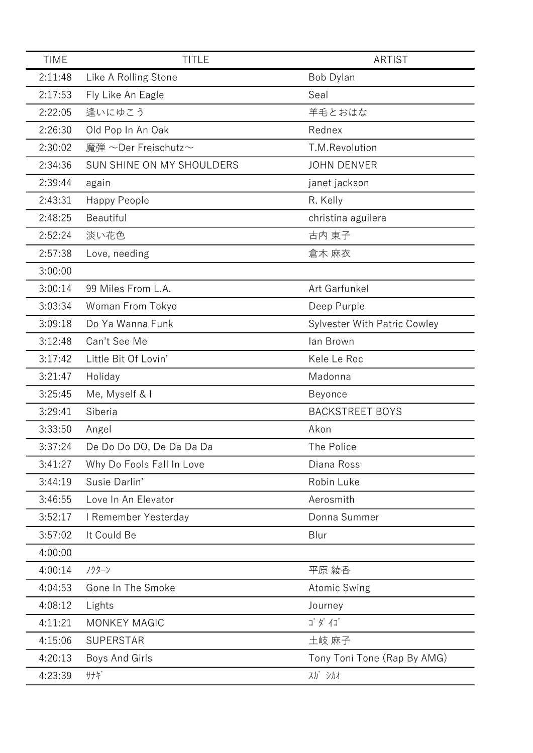| TIME | TITLE | ARTIST |
|---|---|---|
| 2:11:48 | Like A Rolling Stone | Bob Dylan |
| 2:17:53 | Fly Like An Eagle | Seal |
| 2:22:05 | 逢いにゆこう | 羊毛とおはな |
| 2:26:30 | Old Pop In An Oak | Rednex |
| 2:30:02 | 魔弾 ～Der Freischutz～ | T.M.Revolution |
| 2:34:36 | SUN SHINE ON MY SHOULDERS | JOHN DENVER |
| 2:39:44 | again | janet jackson |
| 2:43:31 | Happy People | R. Kelly |
| 2:48:25 | Beautiful | christina aguilera |
| 2:52:24 | 淡い花色 | 古内 東子 |
| 2:57:38 | Love, needing | 倉木 麻衣 |
| 3:00:00 | | |
| 3:00:14 | 99 Miles From L.A. | Art Garfunkel |
| 3:03:34 | Woman From Tokyo | Deep Purple |
| 3:09:18 | Do Ya Wanna Funk | Sylvester With Patric Cowley |
| 3:12:48 | Can't See Me | Ian Brown |
| 3:17:42 | Little Bit Of Lovin' | Kele Le Roc |
| 3:21:47 | Holiday | Madonna |
| 3:25:45 | Me, Myself & I | Beyonce |
| 3:29:41 | Siberia | BACKSTREET BOYS |
| 3:33:50 | Angel | Akon |
| 3:37:24 | De Do Do DO, De Da Da Da | The Police |
| 3:41:27 | Why Do Fools Fall In Love | Diana Ross |
| 3:44:19 | Susie Darlin' | Robin Luke |
| 3:46:55 | Love In An Elevator | Aerosmith |
| 3:52:17 | I Remember Yesterday | Donna Summer |
| 3:57:02 | It Could Be | Blur |
| 4:00:00 | | |
| 4:00:14 | ﾉｸﾀｰﾝ | 平原 綾香 |
| 4:04:53 | Gone In The Smoke | Atomic Swing |
| 4:08:12 | Lights | Journey |
| 4:11:21 | MONKEY MAGIC | ｺﾞﾀﾞｲｺﾞ |
| 4:15:06 | SUPERSTAR | 土岐 麻子 |
| 4:20:13 | Boys And Girls | Tony Toni Tone (Rap By AMG) |
| 4:23:39 | ｻﾅｷﾞ | ｽｶﾞ ｼｶｵ |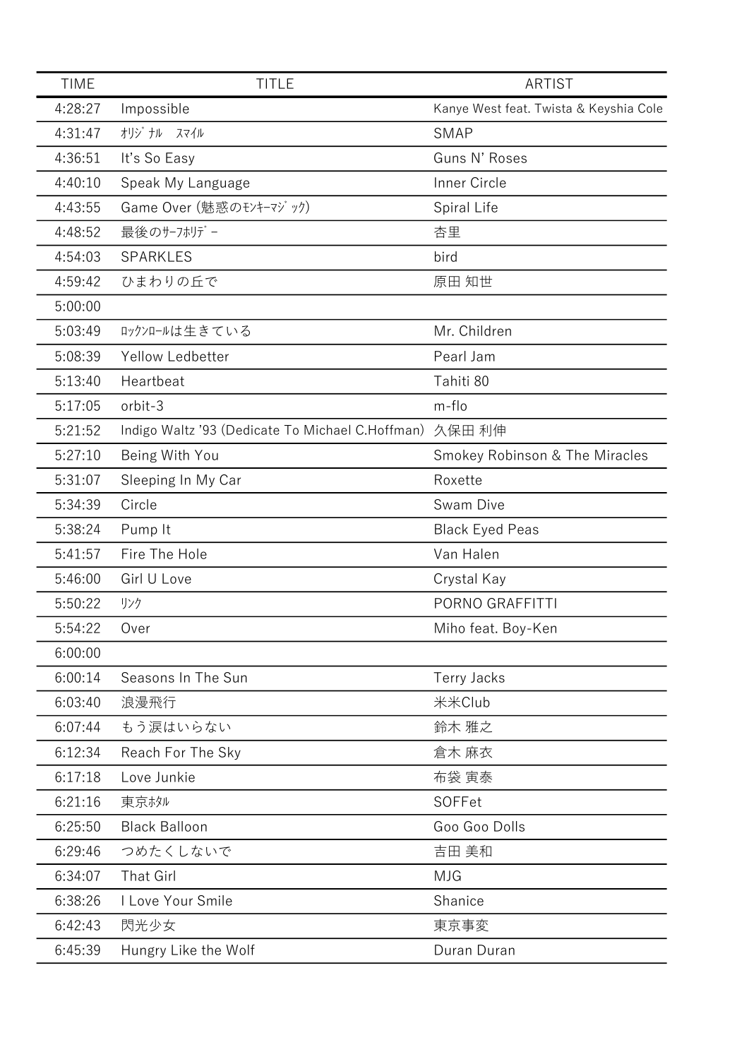| TIME | TITLE | ARTIST |
|---|---|---|
| 4:28:27 | Impossible | Kanye West feat. Twista & Keyshia Cole |
| 4:31:47 | ｵﾘｼﾞﾅﾙ　ｽﾏｲﾙ | SMAP |
| 4:36:51 | It's So Easy | Guns N' Roses |
| 4:40:10 | Speak My Language | Inner Circle |
| 4:43:55 | Game Over (魅惑のﾓﾝｷｰﾏｼﾞｯｸ) | Spiral Life |
| 4:48:52 | 最後のｻｰﾌﾎﾘﾃﾞｰ | 杏里 |
| 4:54:03 | SPARKLES | bird |
| 4:59:42 | ひまわりの丘で | 原田 知世 |
| 5:00:00 | | |
| 5:03:49 | ﾛｯｸﾝﾛｰﾙは生きている | Mr. Children |
| 5:08:39 | Yellow Ledbetter | Pearl Jam |
| 5:13:40 | Heartbeat | Tahiti 80 |
| 5:17:05 | orbit-3 | m-flo |
| 5:21:52 | Indigo Waltz '93 (Dedicate To Michael C.Hoffman) | 久保田 利伸 |
| 5:27:10 | Being With You | Smokey Robinson & The Miracles |
| 5:31:07 | Sleeping In My Car | Roxette |
| 5:34:39 | Circle | Swam Dive |
| 5:38:24 | Pump It | Black Eyed Peas |
| 5:41:57 | Fire The Hole | Van Halen |
| 5:46:00 | Girl U Love | Crystal Kay |
| 5:50:22 | ﾘﾝｸ | PORNO GRAFFITTI |
| 5:54:22 | Over | Miho feat. Boy-Ken |
| 6:00:00 | | |
| 6:00:14 | Seasons In The Sun | Terry Jacks |
| 6:03:40 | 浪漫飛行 | 米米Club |
| 6:07:44 | もう涙はいらない | 鈴木 雅之 |
| 6:12:34 | Reach For The Sky | 倉木 麻衣 |
| 6:17:18 | Love Junkie | 布袋 寅泰 |
| 6:21:16 | 東京ﾎﾀﾙ | SOFFet |
| 6:25:50 | Black Balloon | Goo Goo Dolls |
| 6:29:46 | つめたくしないで | 吉田 美和 |
| 6:34:07 | That Girl | MJG |
| 6:38:26 | I Love Your Smile | Shanice |
| 6:42:43 | 閃光少女 | 東京事変 |
| 6:45:39 | Hungry Like the Wolf | Duran Duran |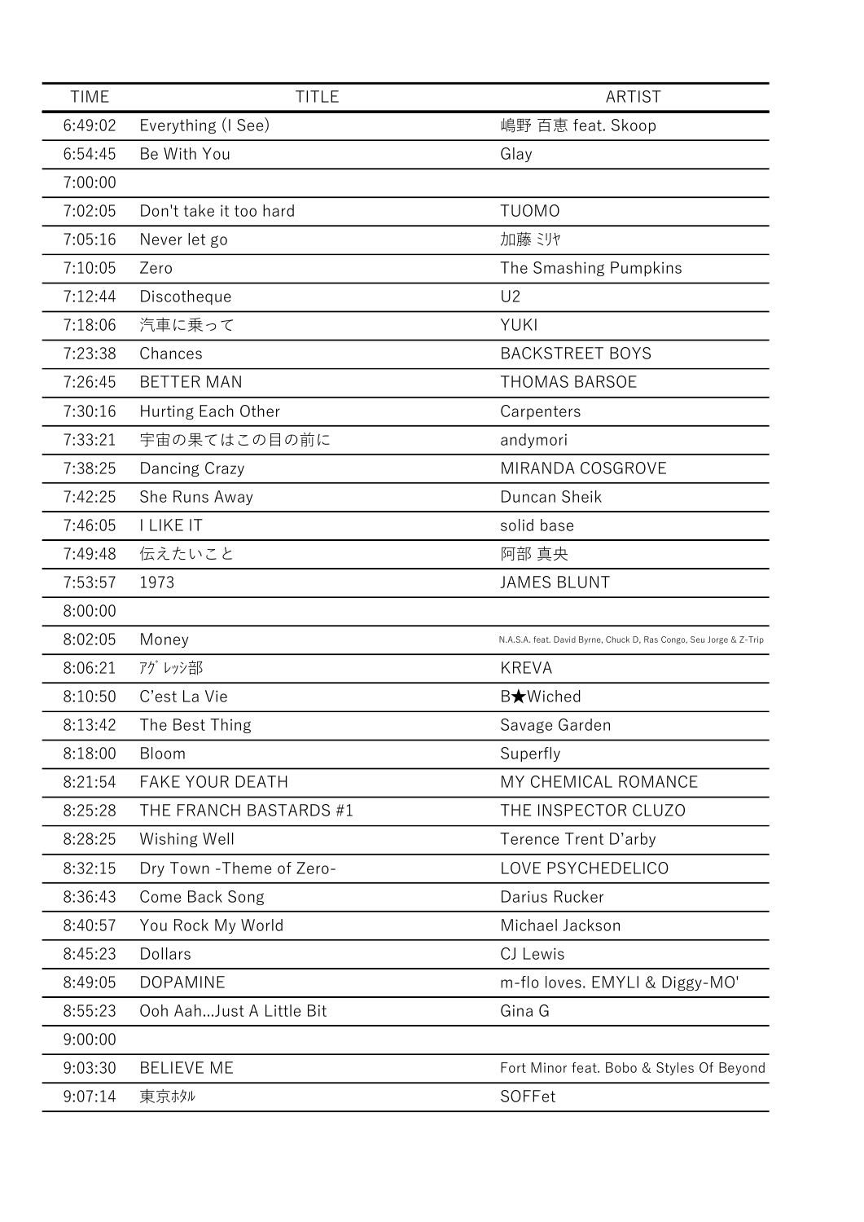| TIME | TITLE | ARTIST |
| --- | --- | --- |
| 6:49:02 | Everything (I See) | 嶋野 百恵 feat. Skoop |
| 6:54:45 | Be With You | Glay |
| 7:00:00 | | |
| 7:02:05 | Don't take it too hard | TUOMO |
| 7:05:16 | Never let go | 加藤 ﾐﾘﾔ |
| 7:10:05 | Zero | The Smashing Pumpkins |
| 7:12:44 | Discotheque | U2 |
| 7:18:06 | 汽車に乗って | YUKI |
| 7:23:38 | Chances | BACKSTREET BOYS |
| 7:26:45 | BETTER MAN | THOMAS BARSOE |
| 7:30:16 | Hurting Each Other | Carpenters |
| 7:33:21 | 宇宙の果てはこの目の前に | andymori |
| 7:38:25 | Dancing Crazy | MIRANDA COSGROVE |
| 7:42:25 | She Runs Away | Duncan Sheik |
| 7:46:05 | I LIKE IT | solid base |
| 7:49:48 | 伝えたいこと | 阿部 真央 |
| 7:53:57 | 1973 | JAMES BLUNT |
| 8:00:00 | | |
| 8:02:05 | Money | N.A.S.A. feat. David Byrne, Chuck D, Ras Congo, Seu Jorge & Z-Trip |
| 8:06:21 | ｱｸﾞﾚｯｼ部 | KREVA |
| 8:10:50 | C'est La Vie | B★Wiched |
| 8:13:42 | The Best Thing | Savage Garden |
| 8:18:00 | Bloom | Superfly |
| 8:21:54 | FAKE YOUR DEATH | MY CHEMICAL ROMANCE |
| 8:25:28 | THE FRANCH BASTARDS #1 | THE INSPECTOR CLUZO |
| 8:28:25 | Wishing Well | Terence Trent D'arby |
| 8:32:15 | Dry Town -Theme of Zero- | LOVE PSYCHEDELICO |
| 8:36:43 | Come Back Song | Darius Rucker |
| 8:40:57 | You Rock My World | Michael Jackson |
| 8:45:23 | Dollars | CJ Lewis |
| 8:49:05 | DOPAMINE | m-flo loves. EMYLI & Diggy-MO' |
| 8:55:23 | Ooh Aah...Just A Little Bit | Gina G |
| 9:00:00 | | |
| 9:03:30 | BELIEVE ME | Fort Minor feat. Bobo & Styles Of Beyond |
| 9:07:14 | 東京ﾎﾀﾙ | SOFFet |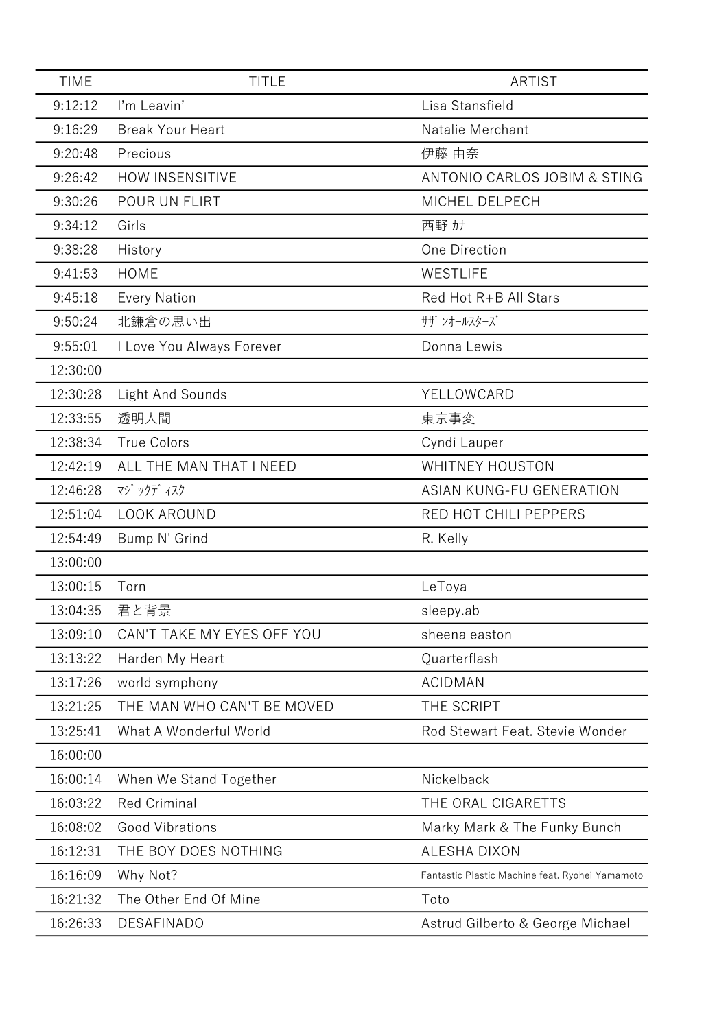| TIME | TITLE | ARTIST |
| --- | --- | --- |
| 9:12:12 | I'm Leavin' | Lisa Stansfield |
| 9:16:29 | Break Your Heart | Natalie Merchant |
| 9:20:48 | Precious | 伊藤 由奈 |
| 9:26:42 | HOW INSENSITIVE | ANTONIO CARLOS JOBIM & STING |
| 9:30:26 | POUR UN FLIRT | MICHEL DELPECH |
| 9:34:12 | Girls | 西野 ｶﾅ |
| 9:38:28 | History | One Direction |
| 9:41:53 | HOME | WESTLIFE |
| 9:45:18 | Every Nation | Red Hot R+B All Stars |
| 9:50:24 | 北鎌倉の思い出 | ｻｻﾞﾝｵｰﾙｽﾀｰｽﾞ |
| 9:55:01 | I Love You Always Forever | Donna Lewis |
| 12:30:00 | | |
| 12:30:28 | Light And Sounds | YELLOWCARD |
| 12:33:55 | 透明人間 | 東京事変 |
| 12:38:34 | True Colors | Cyndi Lauper |
| 12:42:19 | ALL THE MAN THAT I NEED | WHITNEY HOUSTON |
| 12:46:28 | ﾏｼﾞｯｸﾃﾞｨｽｸ | ASIAN KUNG-FU GENERATION |
| 12:51:04 | LOOK AROUND | RED HOT CHILI PEPPERS |
| 12:54:49 | Bump N' Grind | R. Kelly |
| 13:00:00 | | |
| 13:00:15 | Torn | LeToya |
| 13:04:35 | 君と背景 | sleepy.ab |
| 13:09:10 | CAN'T TAKE MY EYES OFF YOU | sheena easton |
| 13:13:22 | Harden My Heart | Quarterflash |
| 13:17:26 | world symphony | ACIDMAN |
| 13:21:25 | THE MAN WHO CAN'T BE MOVED | THE SCRIPT |
| 13:25:41 | What A Wonderful World | Rod Stewart Feat. Stevie Wonder |
| 16:00:00 | | |
| 16:00:14 | When We Stand Together | Nickelback |
| 16:03:22 | Red Criminal | THE ORAL CIGARETTS |
| 16:08:02 | Good Vibrations | Marky Mark & The Funky Bunch |
| 16:12:31 | THE BOY DOES NOTHING | ALESHA DIXON |
| 16:16:09 | Why Not? | Fantastic Plastic Machine feat. Ryohei Yamamoto |
| 16:21:32 | The Other End Of Mine | Toto |
| 16:26:33 | DESAFINADO | Astrud Gilberto & George Michael |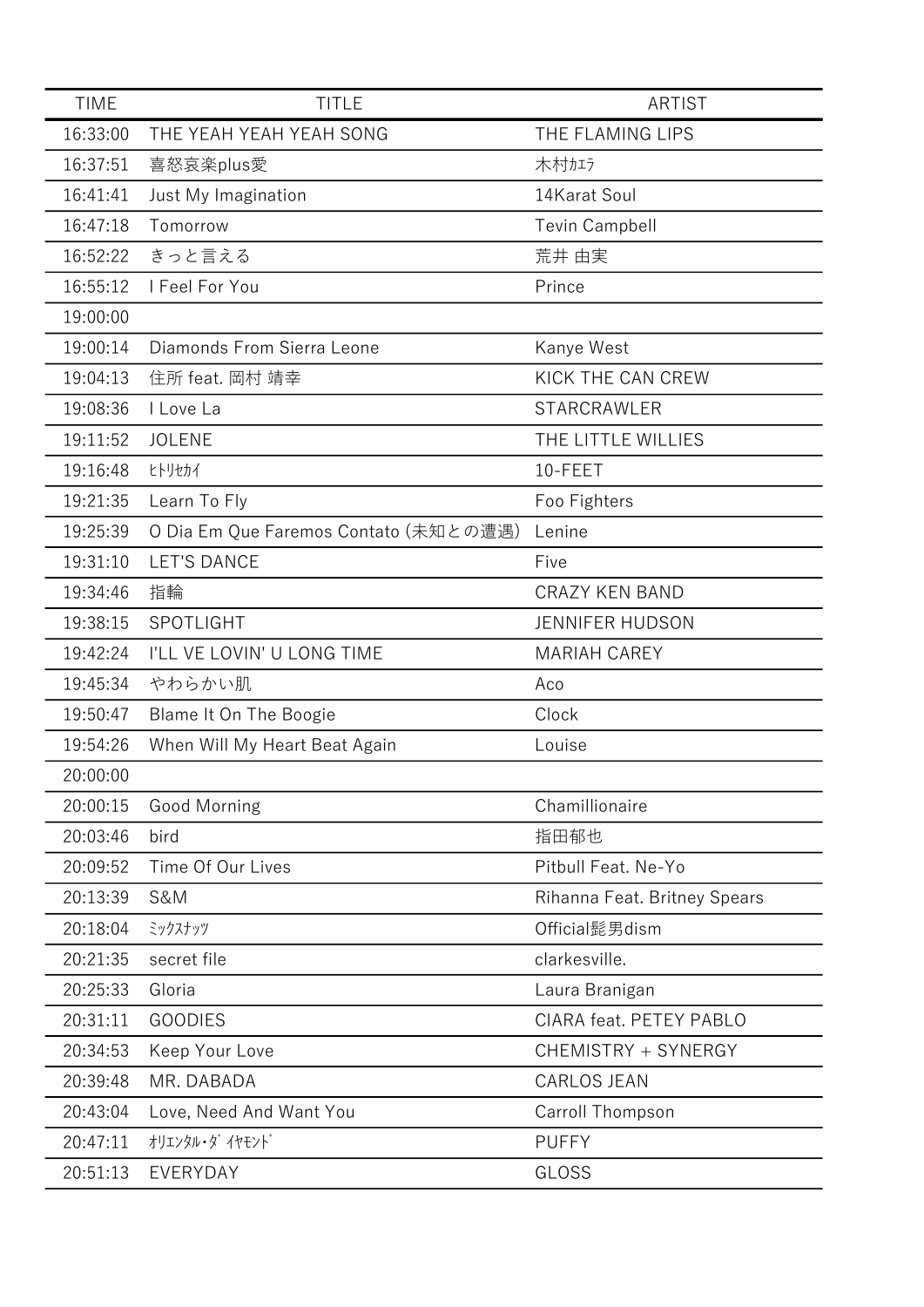| TIME | TITLE | ARTIST |
|---|---|---|
| 16:33:00 | THE YEAH YEAH YEAH SONG | THE FLAMING LIPS |
| 16:37:51 | 喜怒哀楽plus愛 | 木村ｶｴﾗ |
| 16:41:41 | Just My Imagination | 14Karat Soul |
| 16:47:18 | Tomorrow | Tevin Campbell |
| 16:52:22 | きっと言える | 荒井 由実 |
| 16:55:12 | I Feel For You | Prince |
| 19:00:00 | | |
| 19:00:14 | Diamonds From Sierra Leone | Kanye West |
| 19:04:13 | 住所 feat. 岡村 靖幸 | KICK THE CAN CREW |
| 19:08:36 | I Love La | STARCRAWLER |
| 19:11:52 | JOLENE | THE LITTLE WILLIES |
| 19:16:48 | ﾋﾄﾘｾｶｲ | 10-FEET |
| 19:21:35 | Learn To Fly | Foo Fighters |
| 19:25:39 | O Dia Em Que Faremos Contato (未知との遭遇) | Lenine |
| 19:31:10 | LET'S DANCE | Five |
| 19:34:46 | 指輪 | CRAZY KEN BAND |
| 19:38:15 | SPOTLIGHT | JENNIFER HUDSON |
| 19:42:24 | I'LL VE LOVIN' U LONG TIME | MARIAH CAREY |
| 19:45:34 | やわらかい肌 | Aco |
| 19:50:47 | Blame It On The Boogie | Clock |
| 19:54:26 | When Will My Heart Beat Again | Louise |
| 20:00:00 | | |
| 20:00:15 | Good Morning | Chamillionaire |
| 20:03:46 | bird | 指田郁也 |
| 20:09:52 | Time Of Our Lives | Pitbull Feat. Ne-Yo |
| 20:13:39 | S&M | Rihanna Feat. Britney Spears |
| 20:18:04 | ﾐｯｸｽﾅｯﾂ | Official髭男dism |
| 20:21:35 | secret file | clarkesville. |
| 20:25:33 | Gloria | Laura Branigan |
| 20:31:11 | GOODIES | CIARA feat. PETEY PABLO |
| 20:34:53 | Keep Your Love | CHEMISTRY + SYNERGY |
| 20:39:48 | MR. DABADA | CARLOS JEAN |
| 20:43:04 | Love, Need And Want You | Carroll Thompson |
| 20:47:11 | ｵﾘｴﾝﾀﾙ･ﾀﾞｲﾔﾓﾝﾄﾞ | PUFFY |
| 20:51:13 | EVERYDAY | GLOSS |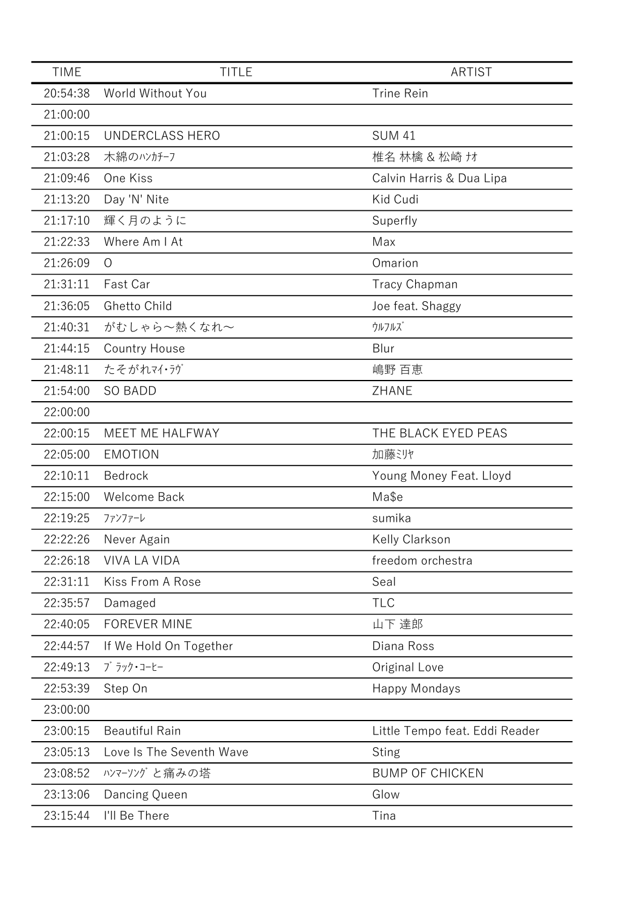| TIME | TITLE | ARTIST |
| --- | --- | --- |
| 20:54:38 | World Without You | Trine Rein |
| 21:00:00 | | |
| 21:00:15 | UNDERCLASS HERO | SUM 41 |
| 21:03:28 | 木綿のﾊﾝｶﾁｰﾌ | 椎名 林檎 & 松崎 ﾅｵ |
| 21:09:46 | One Kiss | Calvin Harris & Dua Lipa |
| 21:13:20 | Day 'N' Nite | Kid Cudi |
| 21:17:10 | 輝く月のように | Superfly |
| 21:22:33 | Where Am I At | Max |
| 21:26:09 | O | Omarion |
| 21:31:11 | Fast Car | Tracy Chapman |
| 21:36:05 | Ghetto Child | Joe feat. Shaggy |
| 21:40:31 | がむしゃら〜熱くなれ〜 | ｳﾙﾌﾙｽﾞ |
| 21:44:15 | Country House | Blur |
| 21:48:11 | たそがれﾏｲ･ﾗｳﾞ | 嶋野 百恵 |
| 21:54:00 | SO BADD | ZHANE |
| 22:00:00 | | |
| 22:00:15 | MEET ME HALFWAY | THE BLACK EYED PEAS |
| 22:05:00 | EMOTION | 加藤ﾐﾘﾔ |
| 22:10:11 | Bedrock | Young Money Feat. Lloyd |
| 22:15:00 | Welcome Back | Ma$e |
| 22:19:25 | ﾌｧﾝﾌｧｰﾚ | sumika |
| 22:22:26 | Never Again | Kelly Clarkson |
| 22:26:18 | VIVA LA VIDA | freedom orchestra |
| 22:31:11 | Kiss From A Rose | Seal |
| 22:35:57 | Damaged | TLC |
| 22:40:05 | FOREVER MINE | 山下 達郎 |
| 22:44:57 | If We Hold On Together | Diana Ross |
| 22:49:13 | ﾌﾞﾗｯｸ･ｺｰﾋｰ | Original Love |
| 22:53:39 | Step On | Happy Mondays |
| 23:00:00 | | |
| 23:00:15 | Beautiful Rain | Little Tempo feat. Eddi Reader |
| 23:05:13 | Love Is The Seventh Wave | Sting |
| 23:08:52 | ﾊﾝﾏｰｿﾝｸﾞと痛みの塔 | BUMP OF CHICKEN |
| 23:13:06 | Dancing Queen | Glow |
| 23:15:44 | I'll Be There | Tina |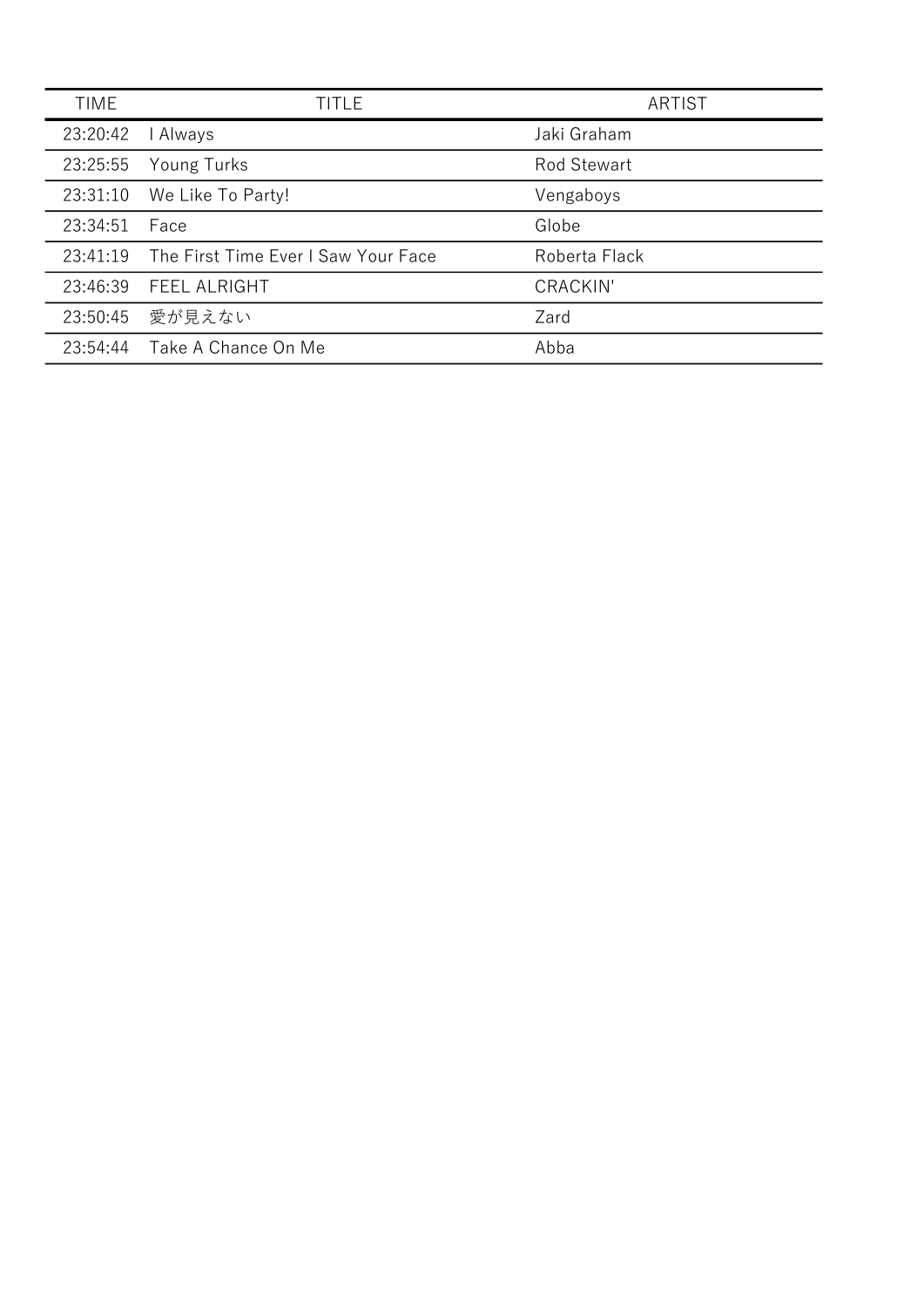| TIME | TITLE | ARTIST |
|---|---|---|
| 23:20:42 | I Always | Jaki Graham |
| 23:25:55 | Young Turks | Rod Stewart |
| 23:31:10 | We Like To Party! | Vengaboys |
| 23:34:51 | Face | Globe |
| 23:41:19 | The First Time Ever I Saw Your Face | Roberta Flack |
| 23:46:39 | FEEL ALRIGHT | CRACKIN' |
| 23:50:45 | 愛が見えない | Zard |
| 23:54:44 | Take A Chance On Me | Abba |